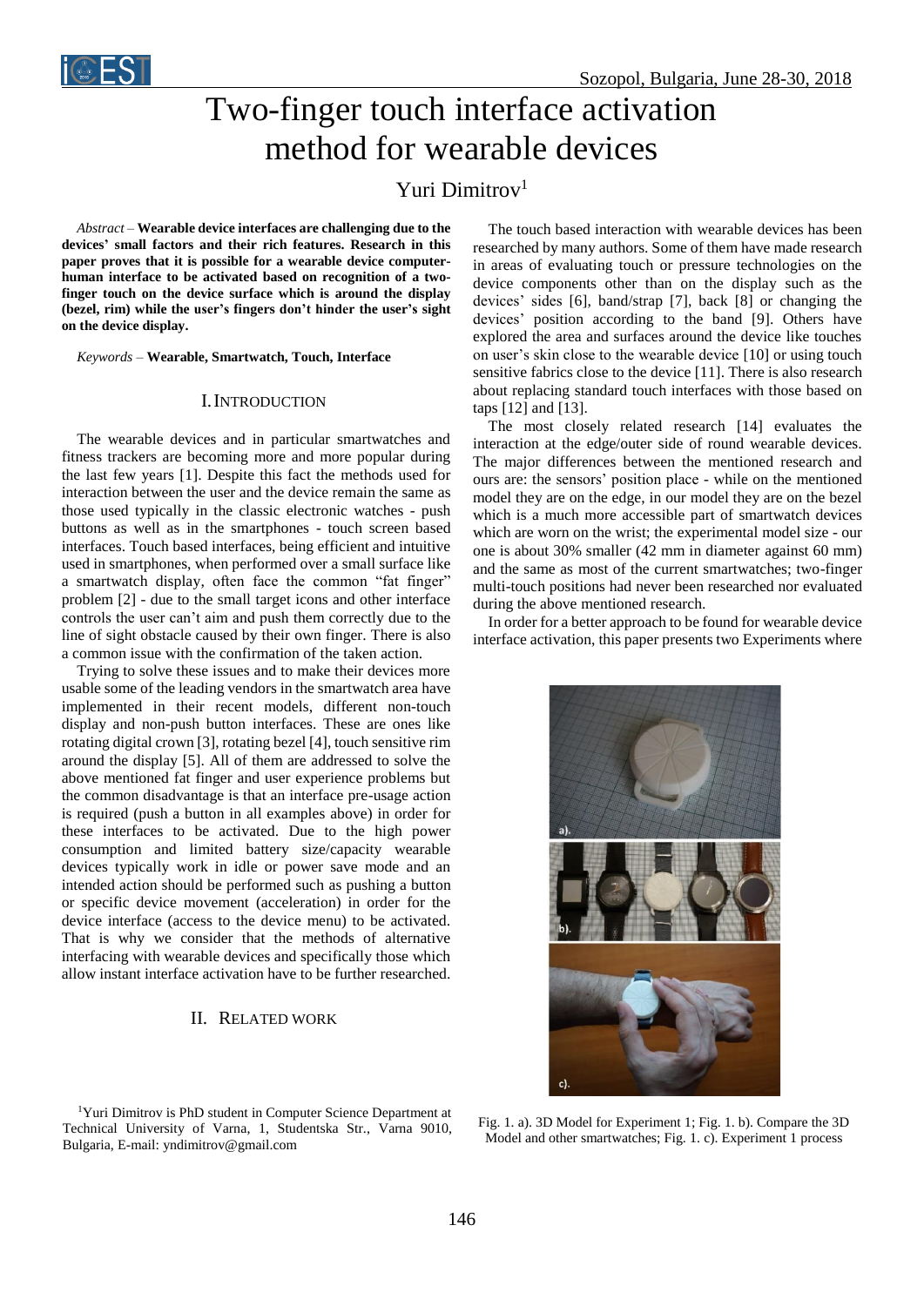# Two-finger touch interface activation method for wearable devices

Yuri Dimitrov[1]

*Abstract* – **Wearable device interfaces are challenging due to the devices' small factors and their rich features. Research in this paper proves that it is possible for a wearable device computer-human interface to be activated based on recognition of a two-finger touch on the device surface which is around the display (bezel, rim) while the user's fingers don't hinder the user's sight on the device display.**

*Keywords* – **Wearable, Smartwatch, Touch, Interface**

## I. Introduction

The wearable devices and in particular smartwatches and fitness trackers are becoming more and more popular during the last few years [1]. Despite this fact the methods used for interaction between the user and the device remain the same as those used typically in the classic electronic watches - push buttons as well as in the smartphones - touch screen based interfaces. Touch based interfaces, being efficient and intuitive used in smartphones, when performed over a small surface like a smartwatch display, often face the common "fat finger" problem [2] - due to the small target icons and other interface controls the user can't aim and push them correctly due to the line of sight obstacle caused by their own finger. There is also a common issue with the confirmation of the taken action.

Trying to solve these issues and to make their devices more usable some of the leading vendors in the smartwatch area have implemented in their recent models, different non-touch display and non-push button interfaces. These are ones like rotating digital crown [3], rotating bezel [4], touch sensitive rim around the display [5]. All of them are addressed to solve the above mentioned fat finger and user experience problems but the common disadvantage is that an interface pre-usage action is required (push a button in all examples above) in order for these interfaces to be activated. Due to the high power consumption and limited battery size/capacity wearable devices typically work in idle or power save mode and an intended action should be performed such as pushing a button or specific device movement (acceleration) in order for the device interface (access to the device menu) to be activated. That is why we consider that the methods of alternative interfacing with wearable devices and specifically those which allow instant interface activation have to be further researched.

## II. Related Work

The touch based interaction with wearable devices has been researched by many authors. Some of them have made research in areas of evaluating touch or pressure technologies on the device components other than on the display such as the devices' sides [6], band/strap [7], back [8] or changing the devices' position according to the band [9]. Others have explored the area and surfaces around the device like touches on user's skin close to the wearable device [10] or using touch sensitive fabrics close to the device [11]. There is also research about replacing standard touch interfaces with those based on taps [12] and [13].

The most closely related research [14] evaluates the interaction at the edge/outer side of round wearable devices. The major differences between the mentioned research and ours are: the sensors' position place - while on the mentioned model they are on the edge, in our model they are on the bezel which is a much more accessible part of smartwatch devices which are worn on the wrist; the experimental model size - our one is about 30% smaller (42 mm in diameter against 60 mm) and the same as most of the current smartwatches; two-finger multi-touch positions had never been researched nor evaluated during the above mentioned research.

In order for a better approach to be found for wearable device interface activation, this paper presents two Experiments where

Fig. 1. a). 3D Model for Experiment 1; Fig. 1. b). Compare the 3D Model and other smartwatches; Fig. 1. c). Experiment 1 process

[1]Yuri Dimitrov is PhD student in Computer Science Department at Technical University of Varna, 1, Studentska Str., Varna 9010, Bulgaria, E-mail: yndimitrov@gmail.com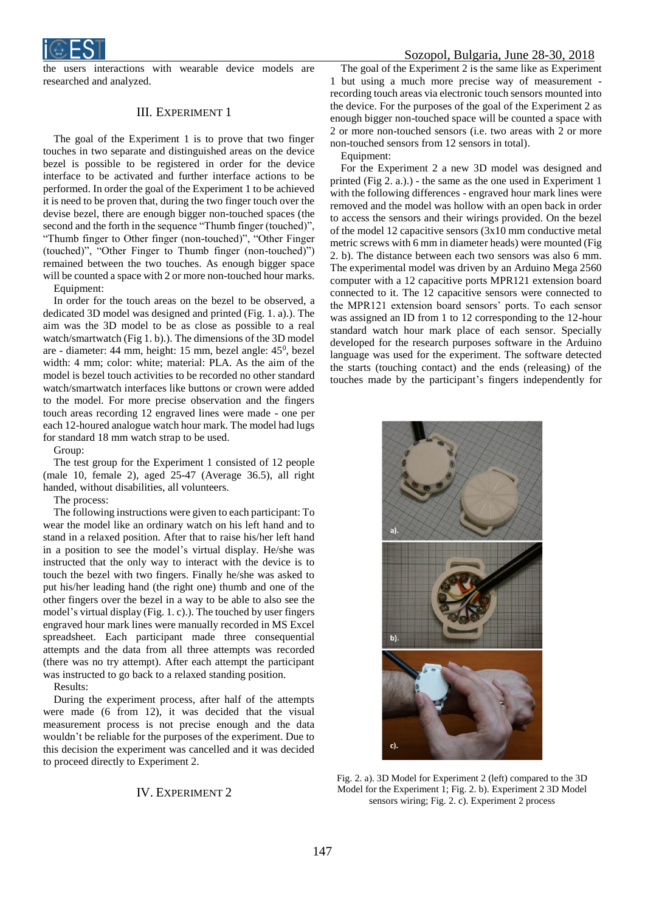the users interactions with wearable device models are researched and analyzed.

## III. Experiment 1

The goal of the Experiment 1 is to prove that two finger touches in two separate and distinguished areas on the device bezel is possible to be registered in order for the device interface to be activated and further interface actions to be performed. In order the goal of the Experiment 1 to be achieved it is need to be proven that, during the two finger touch over the devise bezel, there are enough bigger non-touched spaces (the second and the forth in the sequence "Thumb finger (touched)", "Thumb finger to Other finger (non-touched)", "Other Finger (touched)", "Other Finger to Thumb finger (non-touched)") remained between the two touches. As enough bigger space will be counted a space with 2 or more non-touched hour marks.

Equipment:

In order for the touch areas on the bezel to be observed, a dedicated 3D model was designed and printed (Fig. 1. a).). The aim was the 3D model to be as close as possible to a real watch/smartwatch (Fig 1. b).). The dimensions of the 3D model are - diameter: 44 mm, height: 15 mm, bezel angle: $45^0$, bezel width: 4 mm; color: white; material: PLA. As the aim of the model is bezel touch activities to be recorded no other standard watch/smartwatch interfaces like buttons or crown were added to the model. For more precise observation and the fingers touch areas recording 12 engraved lines were made - one per each 12-houred analogue watch hour mark. The model had lugs for standard 18 mm watch strap to be used.

Group:

The test group for the Experiment 1 consisted of 12 people (male 10, female 2), aged 25-47 (Average 36.5), all right handed, without disabilities, all volunteers.

The process:

The following instructions were given to each participant: To wear the model like an ordinary watch on his left hand and to stand in a relaxed position. After that to raise his/her left hand in a position to see the model's virtual display. He/she was instructed that the only way to interact with the device is to touch the bezel with two fingers. Finally he/she was asked to put his/her leading hand (the right one) thumb and one of the other fingers over the bezel in a way to be able to also see the model's virtual display (Fig. 1. c).). The touched by user fingers engraved hour mark lines were manually recorded in MS Excel spreadsheet. Each participant made three consequential attempts and the data from all three attempts was recorded (there was no try attempt). After each attempt the participant was instructed to go back to a relaxed standing position.

Results:

During the experiment process, after half of the attempts were made (6 from 12), it was decided that the visual measurement process is not precise enough and the data wouldn't be reliable for the purposes of the experiment. Due to this decision the experiment was cancelled and it was decided to proceed directly to Experiment 2.

## IV. Experiment 2

The goal of the Experiment 2 is the same like as Experiment 1 but using a much more precise way of measurement - recording touch areas via electronic touch sensors mounted into the device. For the purposes of the goal of the Experiment 2 as enough bigger non-touched space will be counted a space with 2 or more non-touched sensors (i.e. two areas with 2 or more non-touched sensors from 12 sensors in total).

Equipment:

For the Experiment 2 a new 3D model was designed and printed (Fig 2. a).) - the same as the one used in Experiment 1 with the following differences - engraved hour mark lines were removed and the model was hollow with an open back in order to access the sensors and their wirings provided. On the bezel of the model 12 capacitive sensors (3x10 mm conductive metal metric screws with 6 mm in diameter heads) were mounted (Fig 2. b). The distance between each two sensors was also 6 mm. The experimental model was driven by an Arduino Mega 2560 computer with a 12 capacitive ports MPR121 extension board connected to it. The 12 capacitive sensors were connected to the MPR121 extension board sensors' ports. To each sensor was assigned an ID from 1 to 12 corresponding to the 12-hour standard watch hour mark place of each sensor. Specially developed for the research purposes software in the Arduino language was used for the experiment. The software detected the starts (touching contact) and the ends (releasing) of the touches made by the participant's fingers independently for

Fig. 2. a). 3D Model for Experiment 2 (left) compared to the 3D Model for the Experiment 1; Fig. 2. b). Experiment 2 3D Model sensors wiring; Fig. 2. c). Experiment 2 process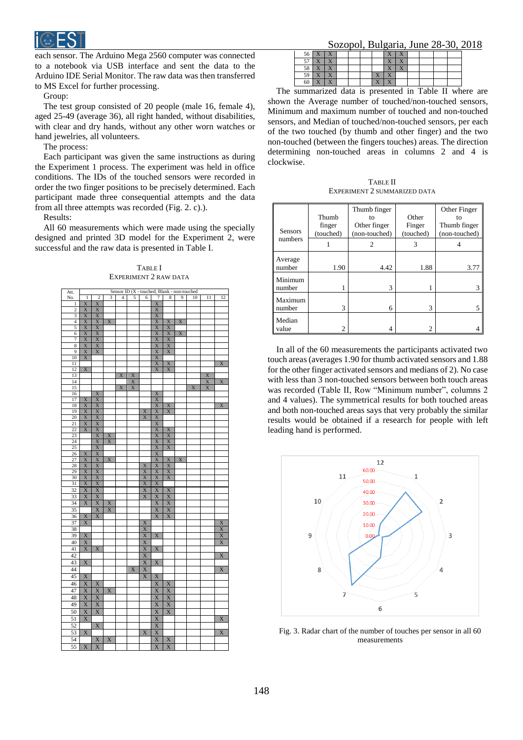each sensor. The Arduino Mega 2560 computer was connected to a notebook via USB interface and sent the data to the Arduino IDE Serial Monitor. The raw data was then transferred to MS Excel for further processing.

Group:

The test group consisted of 20 people (male 16, female 4), aged 25-49 (average 36), all right handed, without disabilities, with clear and dry hands, without any other worn watches or hand jewelries, all volunteers.

The process:

Each participant was given the same instructions as during the Experiment 1 process. The experiment was held in office conditions. The IDs of the touched sensors were recorded in order the two finger positions to be precisely determined. Each participant made three consequential attempts and the data from all three attempts was recorded (Fig. 2. c).).

Results:

All 60 measurements which were made using the specially designed and printed 3D model for the Experiment 2, were successful and the raw data is presented in Table I.

TABLE I
EXPERIMENT 2 RAW DATA

| Att. No. | Sensor ID (X - touched; Blank - non-touched) | | | | | | | | | | | |
|---|---|---|---|---|---|---|---|---|---|---|---|---|
| | 1 | 2 | 3 | 4 | 5 | 6 | 7 | 8 | 9 | 10 | 11 | 12 |
| 1 | X | X | | | | | X | | | | | |
| 2 | X | X | | | | | X | | | | | |
| 3 | X | X | | | | | X | | | | | |
| 4 | X | X | X | | | | X | X | X | | | |
| 5 | X | X | | | | | X | X | | | | |
| 6 | X | X | | | | | X | X | X | | | |
| 7 | X | X | | | | | X | X | | | | |
| 8 | X | X | | | | | X | X | | | | |
| 9 | X | X | | | | | X | X | | | | |
| 10 | X | | | | | | X | | | | | |
| 11 | | | | | | | X | X | | | | X |
| 12 | X | | | | | | X | X | | | | |
| 13 | | | | X | X | | | | | | X | |
| 14 | | | | | X | | | | | | X | X |
| 15 | | | | X | X | | | | | X | X | |
| 16 | | X | | | | | X | | | | | |
| 17 | X | X | | | | | X | | | | | |
| 18 | X | X | | | | | X | X | | | | X |
| 19 | X | X | | | | X | X | X | | | | |
| 20 | X | X | | | | X | X | | | | | |
| 21 | X | X | | | | | X | | | | | |
| 22 | X | X | | | | | X | X | | | | |
| 23 | | X | X | | | | X | X | | | | |
| 24 | | X | X | | | | X | X | | | | |
| 25 | | X | | | | | X | X | | | | |
| 26 | X | X | | | | | X | | | | | |
| 27 | X | X | X | | | | X | X | X | | | |
| 28 | X | X | | | | X | X | X | | | | |
| 29 | X | X | | | | X | X | X | | | | |
| 30 | X | X | | | | X | X | X | | | | |
| 31 | X | X | | | | X | X | | | | | |
| 32 | X | X | | | | X | X | X | | | | |
| 33 | X | X | | | | X | X | X | | | | |
| 34 | X | X | X | | | | X | X | | | | |
| 35 | | X | X | | | | X | X | | | | |
| 36 | X | X | | | | | X | X | | | | |
| 37 | X | | | | | X | | | | | | X |
| 38 | | | | | | X | | | | | | X |
| 39 | X | | | | | X | X | | | | | X |
| 40 | X | | | | | X | | | | | | X |
| 41 | X | X | | | | X | X | | | | | |
| 42 | | | | | | X | | | | | | X |
| 43 | X | | | | | X | X | | | | | |
| 44 | | | | | X | X | | | | | | X |
| 45 | X | | | | | X | X | | | | | |
| 46 | X | X | | | | | X | X | | | | |
| 47 | X | X | X | | | | X | X | | | | |
| 48 | X | X | | | | | X | X | | | | |
| 49 | X | X | | | | | X | X | | | | |
| 50 | X | X | | | | | X | X | | | | |
| 51 | X | | | | | | X | | | | | X |
| 52 | | X | | | | | X | | | | | |
| 53 | X | | | | | X | X | | | | | X |
| 54 | | X | X | | | | X | X | | | | |
| 55 | X | X | | | | | X | X | | | | |
| 56 | X | X | | | | | X | X | | | | |
| 57 | X | X | | | | | X | X | | | | |
| 58 | X | X | | | | | X | X | | | | |
| 59 | X | X | | | | X | X | | | | | |
| 60 | X | X | | | | X | X | | | | | |

The summarized data is presented in Table II where are shown the Average number of touched/non-touched sensors, Minimum and maximum number of touched and non-touched sensors, and Median of touched/non-touched sensors, per each of the two touched (by thumb and other finger) and the two non-touched (between the fingers touches) areas. The direction determining non-touched areas in columns 2 and 4 is clockwise.

TABLE II
EXPERIMENT 2 SUMMARIZED DATA

| Sensors numbers | Thumb finger (touched) | Thumb finger to Other finger (non-touched) | Other Finger (touched) | Other Finger to Thumb finger (non-touched) |
|---|---|---|---|---|
| | 1 | 2 | 3 | 4 |
| Average number | 1.90 | 4.42 | 1.88 | 3.77 |
| Minimum number | 1 | 3 | 1 | 3 |
| Maximum number | 3 | 6 | 3 | 5 |
| Median value | 2 | 4 | 2 | 4 |

In all of the 60 measurements the participants activated two touch areas (averages 1.90 for thumb activated sensors and 1.88 for the other finger activated sensors and medians of 2). No case with less than 3 non-touched sensors between both touch areas was recorded (Table II, Row "Minimum number", columns 2 and 4 values). The symmetrical results for both touched areas and both non-touched areas says that very probably the similar results would be obtained if a research for people with left leading hand is performed.

Fig. 3. Radar chart of the number of touches per sensor in all 60 measurements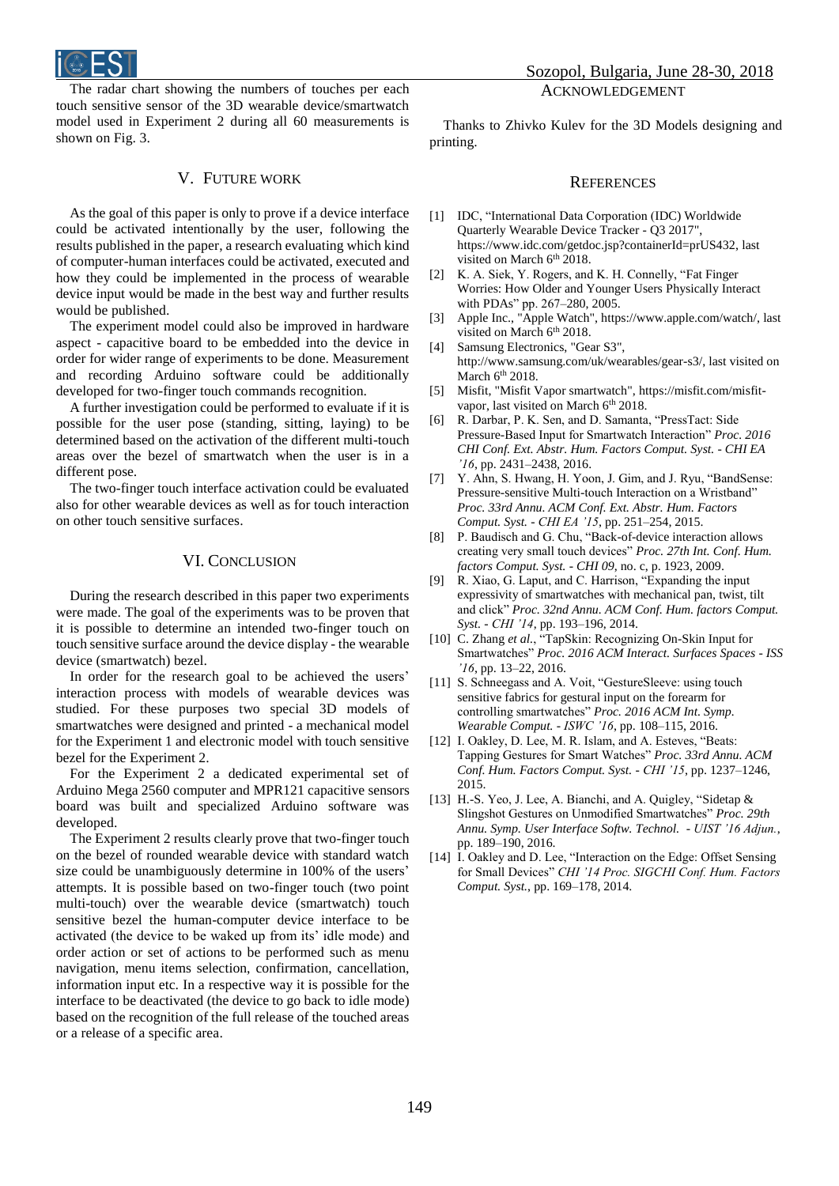The radar chart showing the numbers of touches per each touch sensitive sensor of the 3D wearable device/smartwatch model used in Experiment 2 during all 60 measurements is shown on Fig. 3.

## V. Future Work

As the goal of this paper is only to prove if a device interface could be activated intentionally by the user, following the results published in the paper, a research evaluating which kind of computer-human interfaces could be activated, executed and how they could be implemented in the process of wearable device input would be made in the best way and further results would be published.

The experiment model could also be improved in hardware aspect - capacitive board to be embedded into the device in order for wider range of experiments to be done. Measurement and recording Arduino software could be additionally developed for two-finger touch commands recognition.

A further investigation could be performed to evaluate if it is possible for the user pose (standing, sitting, laying) to be determined based on the activation of the different multi-touch areas over the bezel of smartwatch when the user is in a different pose.

The two-finger touch interface activation could be evaluated also for other wearable devices as well as for touch interaction on other touch sensitive surfaces.

## VI. Conclusion

During the research described in this paper two experiments were made. The goal of the experiments was to be proven that it is possible to determine an intended two-finger touch on touch sensitive surface around the device display - the wearable device (smartwatch) bezel.

In order for the research goal to be achieved the users' interaction process with models of wearable devices was studied. For these purposes two special 3D models of smartwatches were designed and printed - a mechanical model for the Experiment 1 and electronic model with touch sensitive bezel for the Experiment 2.

For the Experiment 2 a dedicated experimental set of Arduino Mega 2560 computer and MPR121 capacitive sensors board was built and specialized Arduino software was developed.

The Experiment 2 results clearly prove that two-finger touch on the bezel of rounded wearable device with standard watch size could be unambiguously determine in 100% of the users' attempts. It is possible based on two-finger touch (two point multi-touch) over the wearable device (smartwatch) touch sensitive bezel the human-computer device interface to be activated (the device to be waked up from its' idle mode) and order action or set of actions to be performed such as menu navigation, menu items selection, confirmation, cancellation, information input etc. In a respective way it is possible for the interface to be deactivated (the device to go back to idle mode) based on the recognition of the full release of the touched areas or a release of a specific area.

## Acknowledgement

Thanks to Zhivko Kulev for the 3D Models designing and printing.

## References

[1] IDC, "International Data Corporation (IDC) Worldwide Quarterly Wearable Device Tracker - Q3 2017", https://www.idc.com/getdoc.jsp?containerId=prUS432, last visited on March 6th 2018.

[2] K. A. Siek, Y. Rogers, and K. H. Connelly, "Fat Finger Worries: How Older and Younger Users Physically Interact with PDAs" pp. 267–280, 2005.

[3] Apple Inc., "Apple Watch", https://www.apple.com/watch/, last visited on March 6th 2018.

[4] Samsung Electronics, "Gear S3", http://www.samsung.com/uk/wearables/gear-s3/, last visited on March 6th 2018.

[5] Misfit, "Misfit Vapor smartwatch", https://misfit.com/misfit-vapor, last visited on March 6th 2018.

[6] R. Darbar, P. K. Sen, and D. Samanta, "PressTact: Side Pressure-Based Input for Smartwatch Interaction" *Proc. 2016 CHI Conf. Ext. Abstr. Hum. Factors Comput. Syst. - CHI EA '16*, pp. 2431–2438, 2016.

[7] Y. Ahn, S. Hwang, H. Yoon, J. Gim, and J. Ryu, "BandSense: Pressure-sensitive Multi-touch Interaction on a Wristband" *Proc. 33rd Annu. ACM Conf. Ext. Abstr. Hum. Factors Comput. Syst. - CHI EA '15*, pp. 251–254, 2015.

[8] P. Baudisch and G. Chu, "Back-of-device interaction allows creating very small touch devices" *Proc. 27th Int. Conf. Hum. factors Comput. Syst. - CHI 09*, no. c, p. 1923, 2009.

[9] R. Xiao, G. Laput, and C. Harrison, "Expanding the input expressivity of smartwatches with mechanical pan, twist, tilt and click" *Proc. 32nd Annu. ACM Conf. Hum. factors Comput. Syst. - CHI '14*, pp. 193–196, 2014.

[10] C. Zhang *et al.*, "TapSkin: Recognizing On-Skin Input for Smartwatches" *Proc. 2016 ACM Interact. Surfaces Spaces - ISS '16*, pp. 13–22, 2016.

[11] S. Schneegass and A. Voit, "GestureSleeve: using touch sensitive fabrics for gestural input on the forearm for controlling smartwatches" *Proc. 2016 ACM Int. Symp. Wearable Comput. - ISWC '16*, pp. 108–115, 2016.

[12] I. Oakley, D. Lee, M. R. Islam, and A. Esteves, "Beats: Tapping Gestures for Smart Watches" *Proc. 33rd Annu. ACM Conf. Hum. Factors Comput. Syst. - CHI '15*, pp. 1237–1246, 2015.

[13] H.-S. Yeo, J. Lee, A. Bianchi, and A. Quigley, "Sidetap & Slingshot Gestures on Unmodified Smartwatches" *Proc. 29th Annu. Symp. User Interface Softw. Technol. - UIST '16 Adjun.*, pp. 189–190, 2016.

[14] I. Oakley and D. Lee, "Interaction on the Edge: Offset Sensing for Small Devices" *CHI '14 Proc. SIGCHI Conf. Hum. Factors Comput. Syst.*, pp. 169–178, 2014.